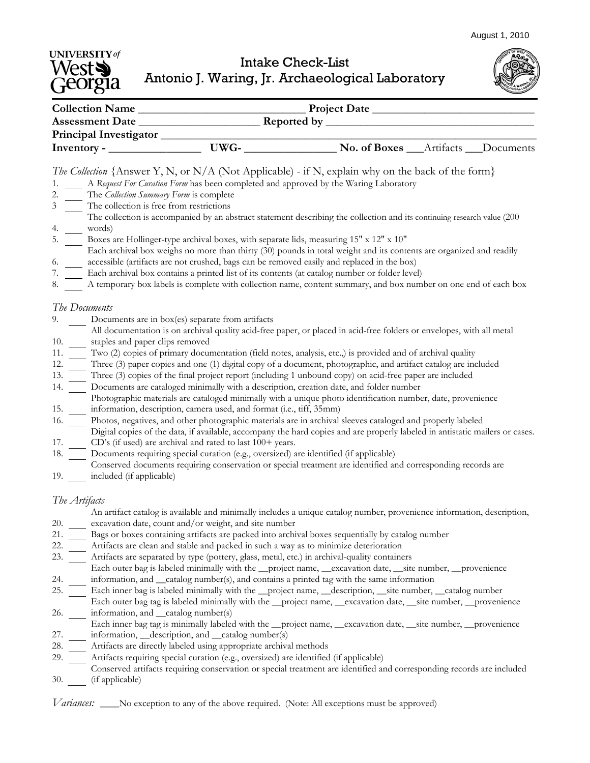August 1, 2010

# Intake Check-List
## Antonio J. Waring, Jr. Archaeological Laboratory

**Collection Name** ______________________________ **Project Date** ______________________________
**Assessment Date** ______________________ **Reported by** ______________________________________
**Principal Investigator** ____________________________________________________________________
**Inventory -** __________________ **UWG-** __________________ **No. of Boxes** ___Artifacts ___Documents

*The Collection* {Answer Y, N, or N/A (Not Applicable) - if N, explain why on the back of the form}

1. ____ A *Request For Curation Form* has been completed and approved by the Waring Laboratory
2. ____ The *Collection Summary Form* is complete
3. ____ The collection is free from restrictions
4. ____ The collection is accompanied by an abstract statement describing the collection and its continuing research value (200 words)
5. ____ Boxes are Hollinger-type archival boxes, with separate lids, measuring 15" x 12" x 10"
6. ____ Each archival box weighs no more than thirty (30) pounds in total weight and its contents are organized and readily accessible (artifacts are not crushed, bags can be removed easily and replaced in the box)
7. ____ Each archival box contains a printed list of its contents (at catalog number or folder level)
8. ____ A temporary box labels is complete with collection name, content summary, and box number on one end of each box

*The Documents*

9. ____ Documents are in box(es) separate from artifacts
10. ____ All documentation is on archival quality acid-free paper, or placed in acid-free folders or envelopes, with all metal staples and paper clips removed
11. ____ Two (2) copies of primary documentation (field notes, analysis, etc.,) is provided and of archival quality
12. ____ Three (3) paper copies and one (1) digital copy of a document, photographic, and artifact catalog are included
13. ____ Three (3) copies of the final project report (including 1 unbound copy) on acid-free paper are included
14. ____ Documents are cataloged minimally with a description, creation date, and folder number
15. ____ Photographic materials are cataloged minimally with a unique photo identification number, date, provenience information, description, camera used, and format (i.e., tiff, 35mm)
16. ____ Photos, negatives, and other photographic materials are in archival sleeves cataloged and properly labeled
17. ____ Digital copies of the data, if available, accompany the hard copies and are properly labeled in antistatic mailers or cases. CD's (if used) are archival and rated to last 100+ years.
18. ____ Documents requiring special curation (e.g., oversized) are identified (if applicable)
19. ____ Conserved documents requiring conservation or special treatment are identified and corresponding records are included (if applicable)

*The Artifacts*

20. ____ An artifact catalog is available and minimally includes a unique catalog number, provenience information, description, excavation date, count and/or weight, and site number
21. ____ Bags or boxes containing artifacts are packed into archival boxes sequentially by catalog number
22. ____ Artifacts are clean and stable and packed in such a way as to minimize deterioration
23. ____ Artifacts are separated by type (pottery, glass, metal, etc.) in archival-quality containers
24. ____ Each outer bag is labeled minimally with the __project name, __excavation date, __site number, __provenience information, and __catalog number(s), and contains a printed tag with the same information
25. ____ Each inner bag is labeled minimally with the __project name, __description, __site number, __catalog number
26. ____ Each outer bag tag is labeled minimally with the __project name, __excavation date, __site number, __provenience information, and __catalog number(s)
27. ____ Each inner bag tag is minimally labeled with the __project name, __excavation date, __site number, __provenience information, __description, and __catalog number(s)
28. ____ Artifacts are directly labeled using appropriate archival methods
29. ____ Artifacts requiring special curation (e.g., oversized) are identified (if applicable)
30. ____ Conserved artifacts requiring conservation or special treatment are identified and corresponding records are included (if applicable)

*Variances:* ____No exception to any of the above required. (Note: All exceptions must be approved)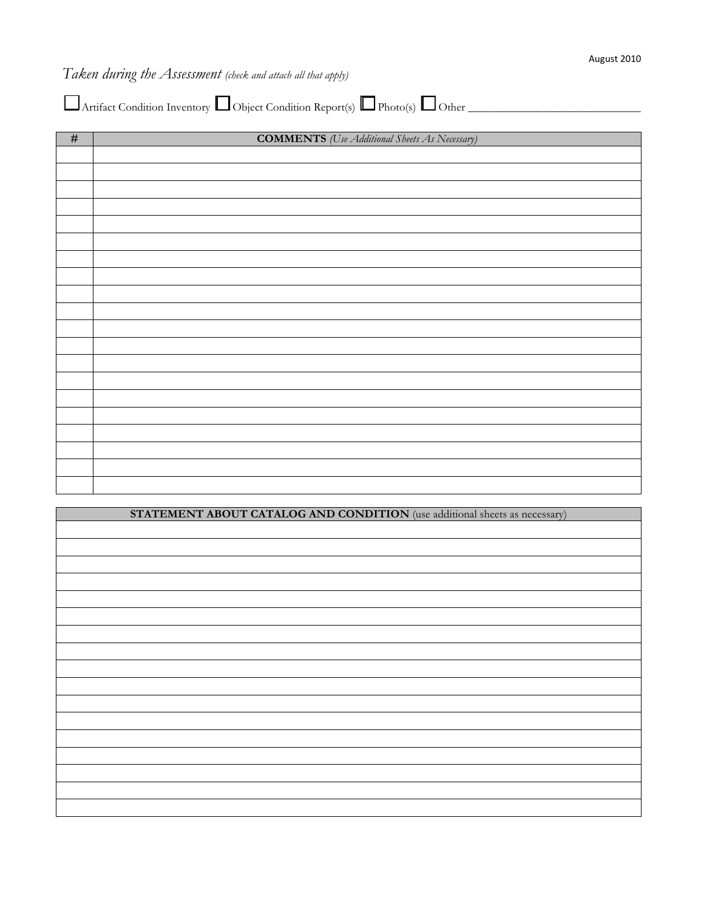August 2010

*Taken during the Assessment (check and attach all that apply)*

☐ Artifact Condition Inventory ☐ Object Condition Report(s) ☐ Photo(s) ☐ Other ______________________________

| # | **COMMENTS** *(Use Additional Sheets As Necessary)* |
|---|---|
| | |
| | |
| | |
| | |
| | |
| | |
| | |
| | |
| | |
| | |
| | |
| | |
| | |
| | |
| | |
| | |
| | |
| | |
| | |
| | |

| **STATEMENT ABOUT CATALOG AND CONDITION** (use additional sheets as necessary) |
|---|
| |
| |
| |
| |
| |
| |
| |
| |
| |
| |
| |
| |
| |
| |
| |
| |
| |